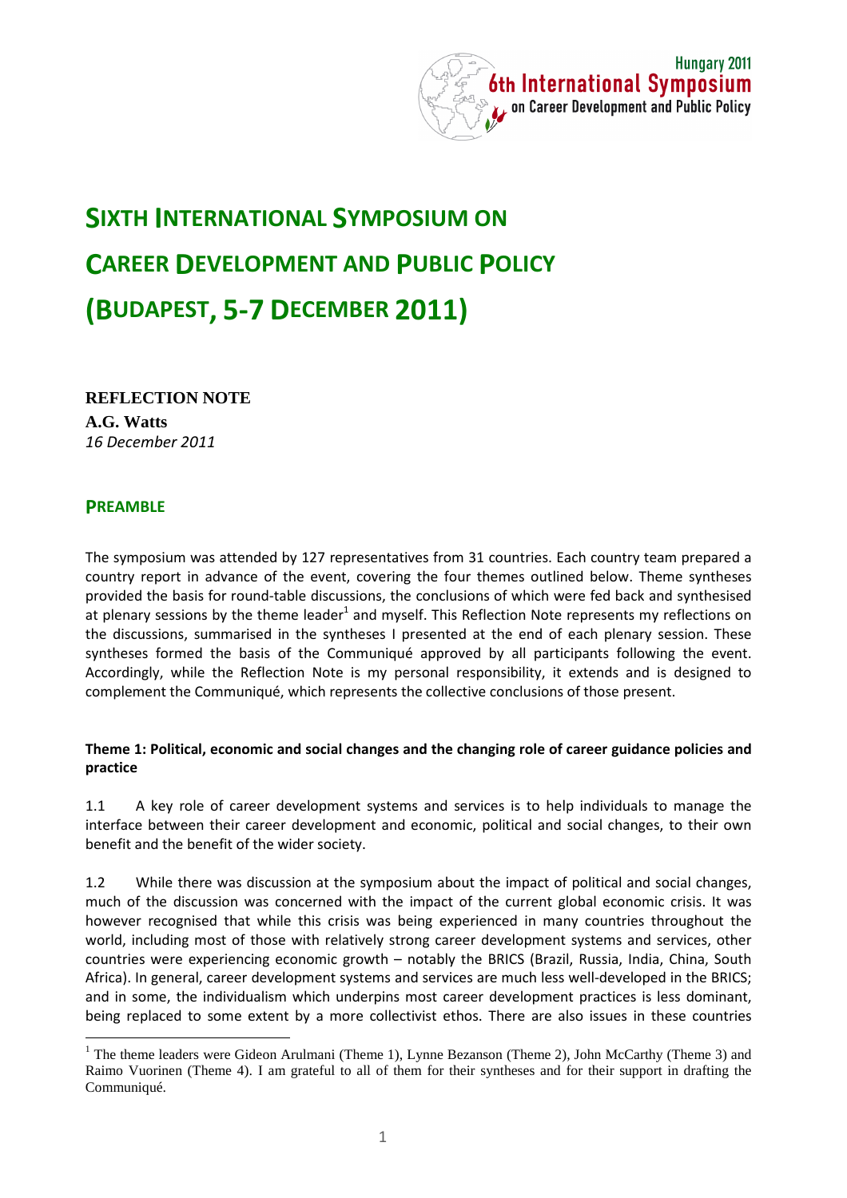# SIXTH INTERNATIONAL SYMPOSIUM ON CAREER DEVELOPMENT AND PUBLIC POLICY (BUDAPEST, 5-7 DECEMBER 2011)

**REFLECTION NOTE**

**A.G. Watts**

*16 December 2011*

## PREAMBLE

The symposium was attended by 127 representatives from 31 countries. Each country team prepared a country report in advance of the event, covering the four themes outlined below. Theme syntheses provided the basis for round-table discussions, the conclusions of which were fed back and synthesised at plenary sessions by the theme leader[1] and myself. This Reflection Note represents my reflections on the discussions, summarised in the syntheses I presented at the end of each plenary session. These syntheses formed the basis of the Communiqué approved by all participants following the event. Accordingly, while the Reflection Note is my personal responsibility, it extends and is designed to complement the Communiqué, which represents the collective conclusions of those present.

### Theme 1: Political, economic and social changes and the changing role of career guidance policies and practice

1.1 A key role of career development systems and services is to help individuals to manage the interface between their career development and economic, political and social changes, to their own benefit and the benefit of the wider society.

1.2 While there was discussion at the symposium about the impact of political and social changes, much of the discussion was concerned with the impact of the current global economic crisis. It was however recognised that while this crisis was being experienced in many countries throughout the world, including most of those with relatively strong career development systems and services, other countries were experiencing economic growth – notably the BRICS (Brazil, Russia, India, China, South Africa). In general, career development systems and services are much less well-developed in the BRICS; and in some, the individualism which underpins most career development practices is less dominant, being replaced to some extent by a more collectivist ethos. There are also issues in these countries

[1] The theme leaders were Gideon Arulmani (Theme 1), Lynne Bezanson (Theme 2), John McCarthy (Theme 3) and Raimo Vuorinen (Theme 4). I am grateful to all of them for their syntheses and for their support in drafting the Communiqué.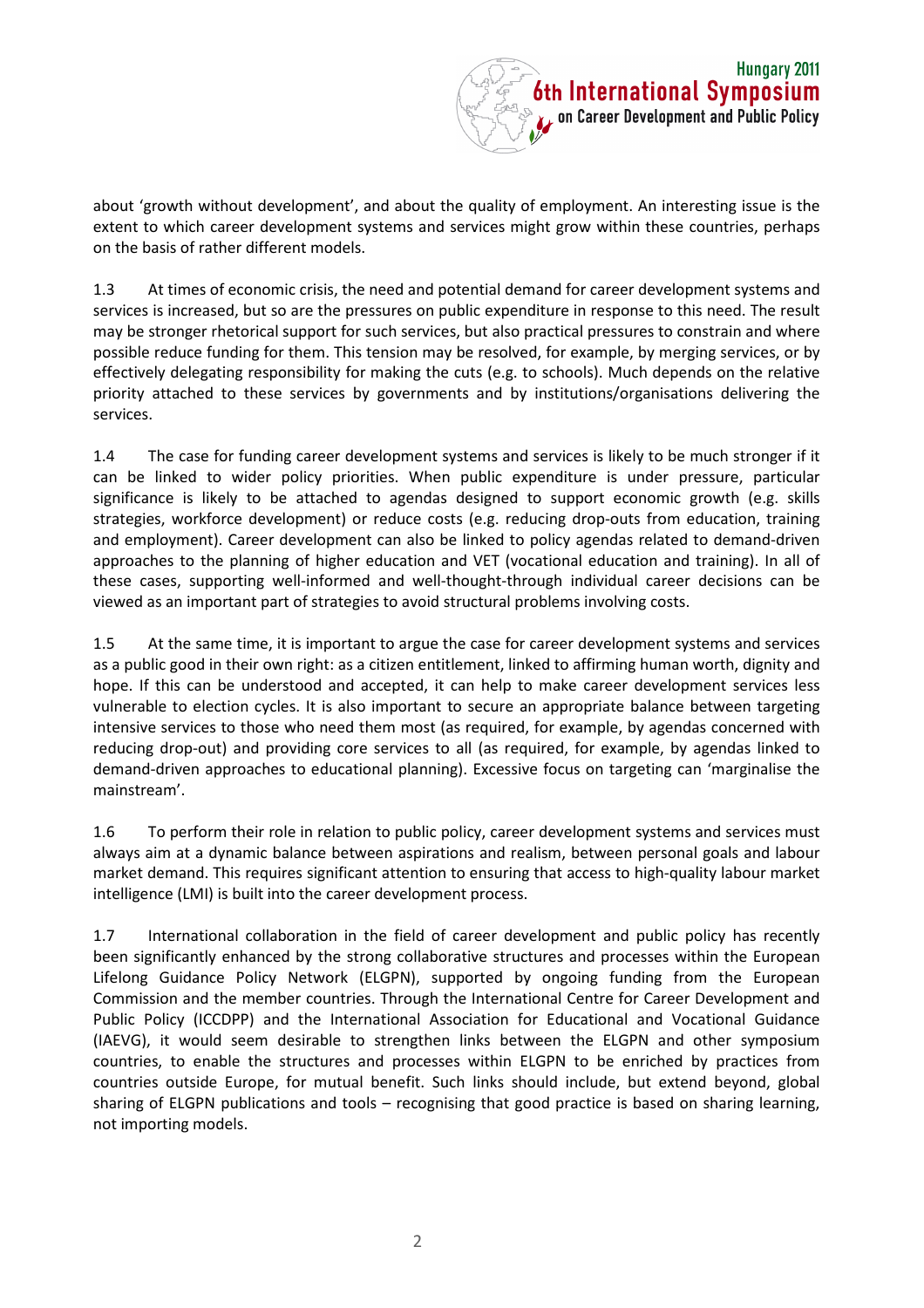about 'growth without development', and about the quality of employment. An interesting issue is the extent to which career development systems and services might grow within these countries, perhaps on the basis of rather different models.

1.3 At times of economic crisis, the need and potential demand for career development systems and services is increased, but so are the pressures on public expenditure in response to this need. The result may be stronger rhetorical support for such services, but also practical pressures to constrain and where possible reduce funding for them. This tension may be resolved, for example, by merging services, or by effectively delegating responsibility for making the cuts (e.g. to schools). Much depends on the relative priority attached to these services by governments and by institutions/organisations delivering the services.

1.4 The case for funding career development systems and services is likely to be much stronger if it can be linked to wider policy priorities. When public expenditure is under pressure, particular significance is likely to be attached to agendas designed to support economic growth (e.g. skills strategies, workforce development) or reduce costs (e.g. reducing drop-outs from education, training and employment). Career development can also be linked to policy agendas related to demand-driven approaches to the planning of higher education and VET (vocational education and training). In all of these cases, supporting well-informed and well-thought-through individual career decisions can be viewed as an important part of strategies to avoid structural problems involving costs.

1.5 At the same time, it is important to argue the case for career development systems and services as a public good in their own right: as a citizen entitlement, linked to affirming human worth, dignity and hope. If this can be understood and accepted, it can help to make career development services less vulnerable to election cycles. It is also important to secure an appropriate balance between targeting intensive services to those who need them most (as required, for example, by agendas concerned with reducing drop-out) and providing core services to all (as required, for example, by agendas linked to demand-driven approaches to educational planning). Excessive focus on targeting can 'marginalise the mainstream'.

1.6 To perform their role in relation to public policy, career development systems and services must always aim at a dynamic balance between aspirations and realism, between personal goals and labour market demand. This requires significant attention to ensuring that access to high-quality labour market intelligence (LMI) is built into the career development process.

1.7 International collaboration in the field of career development and public policy has recently been significantly enhanced by the strong collaborative structures and processes within the European Lifelong Guidance Policy Network (ELGPN), supported by ongoing funding from the European Commission and the member countries. Through the International Centre for Career Development and Public Policy (ICCDPP) and the International Association for Educational and Vocational Guidance (IAEVG), it would seem desirable to strengthen links between the ELGPN and other symposium countries, to enable the structures and processes within ELGPN to be enriched by practices from countries outside Europe, for mutual benefit. Such links should include, but extend beyond, global sharing of ELGPN publications and tools – recognising that good practice is based on sharing learning, not importing models.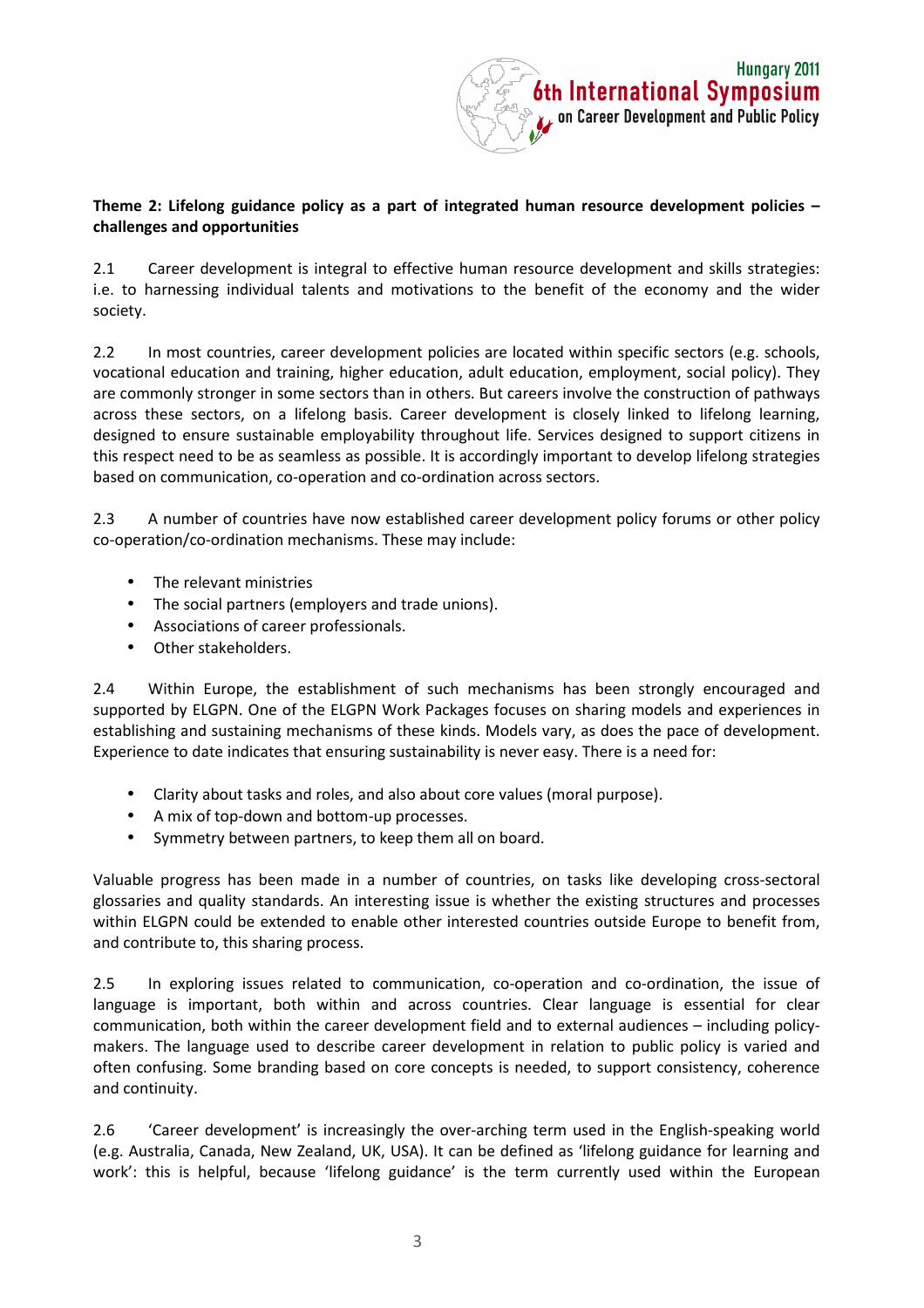**Theme 2: Lifelong guidance policy as a part of integrated human resource development policies – challenges and opportunities**

2.1 Career development is integral to effective human resource development and skills strategies: i.e. to harnessing individual talents and motivations to the benefit of the economy and the wider society.

2.2 In most countries, career development policies are located within specific sectors (e.g. schools, vocational education and training, higher education, adult education, employment, social policy). They are commonly stronger in some sectors than in others. But careers involve the construction of pathways across these sectors, on a lifelong basis. Career development is closely linked to lifelong learning, designed to ensure sustainable employability throughout life. Services designed to support citizens in this respect need to be as seamless as possible. It is accordingly important to develop lifelong strategies based on communication, co-operation and co-ordination across sectors.

2.3 A number of countries have now established career development policy forums or other policy co-operation/co-ordination mechanisms. These may include:

- The relevant ministries
- The social partners (employers and trade unions).
- Associations of career professionals.
- Other stakeholders.

2.4 Within Europe, the establishment of such mechanisms has been strongly encouraged and supported by ELGPN. One of the ELGPN Work Packages focuses on sharing models and experiences in establishing and sustaining mechanisms of these kinds. Models vary, as does the pace of development. Experience to date indicates that ensuring sustainability is never easy. There is a need for:

- Clarity about tasks and roles, and also about core values (moral purpose).
- A mix of top-down and bottom-up processes.
- Symmetry between partners, to keep them all on board.

Valuable progress has been made in a number of countries, on tasks like developing cross-sectoral glossaries and quality standards. An interesting issue is whether the existing structures and processes within ELGPN could be extended to enable other interested countries outside Europe to benefit from, and contribute to, this sharing process.

2.5 In exploring issues related to communication, co-operation and co-ordination, the issue of language is important, both within and across countries. Clear language is essential for clear communication, both within the career development field and to external audiences – including policy-makers. The language used to describe career development in relation to public policy is varied and often confusing. Some branding based on core concepts is needed, to support consistency, coherence and continuity.

2.6 'Career development' is increasingly the over-arching term used in the English-speaking world (e.g. Australia, Canada, New Zealand, UK, USA). It can be defined as 'lifelong guidance for learning and work': this is helpful, because 'lifelong guidance' is the term currently used within the European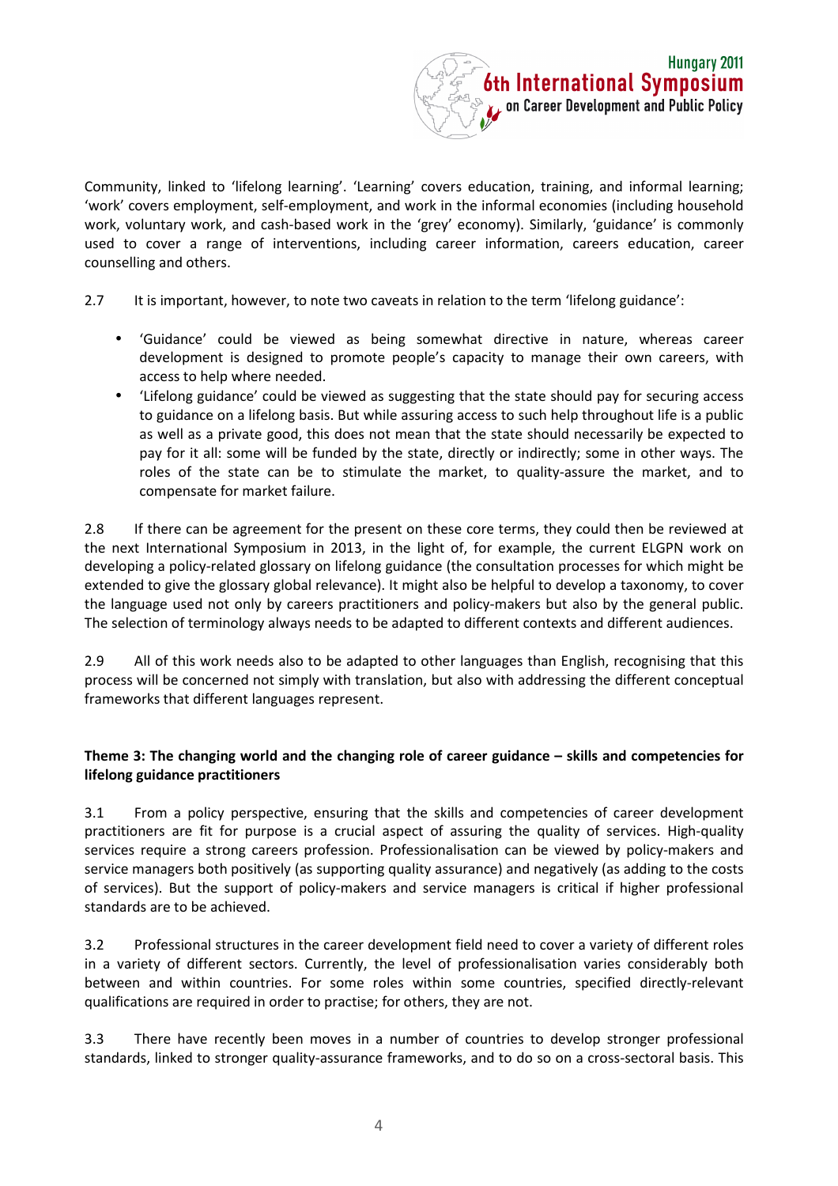Community, linked to 'lifelong learning'. 'Learning' covers education, training, and informal learning; 'work' covers employment, self-employment, and work in the informal economies (including household work, voluntary work, and cash-based work in the 'grey' economy). Similarly, 'guidance' is commonly used to cover a range of interventions, including career information, careers education, career counselling and others.

2.7 It is important, however, to note two caveats in relation to the term 'lifelong guidance':

- 'Guidance' could be viewed as being somewhat directive in nature, whereas career development is designed to promote people's capacity to manage their own careers, with access to help where needed.
- 'Lifelong guidance' could be viewed as suggesting that the state should pay for securing access to guidance on a lifelong basis. But while assuring access to such help throughout life is a public as well as a private good, this does not mean that the state should necessarily be expected to pay for it all: some will be funded by the state, directly or indirectly; some in other ways. The roles of the state can be to stimulate the market, to quality-assure the market, and to compensate for market failure.

2.8 If there can be agreement for the present on these core terms, they could then be reviewed at the next International Symposium in 2013, in the light of, for example, the current ELGPN work on developing a policy-related glossary on lifelong guidance (the consultation processes for which might be extended to give the glossary global relevance). It might also be helpful to develop a taxonomy, to cover the language used not only by careers practitioners and policy-makers but also by the general public. The selection of terminology always needs to be adapted to different contexts and different audiences.

2.9 All of this work needs also to be adapted to other languages than English, recognising that this process will be concerned not simply with translation, but also with addressing the different conceptual frameworks that different languages represent.

**Theme 3: The changing world and the changing role of career guidance – skills and competencies for lifelong guidance practitioners**

3.1 From a policy perspective, ensuring that the skills and competencies of career development practitioners are fit for purpose is a crucial aspect of assuring the quality of services. High-quality services require a strong careers profession. Professionalisation can be viewed by policy-makers and service managers both positively (as supporting quality assurance) and negatively (as adding to the costs of services). But the support of policy-makers and service managers is critical if higher professional standards are to be achieved.

3.2 Professional structures in the career development field need to cover a variety of different roles in a variety of different sectors. Currently, the level of professionalisation varies considerably both between and within countries. For some roles within some countries, specified directly-relevant qualifications are required in order to practise; for others, they are not.

3.3 There have recently been moves in a number of countries to develop stronger professional standards, linked to stronger quality-assurance frameworks, and to do so on a cross-sectoral basis. This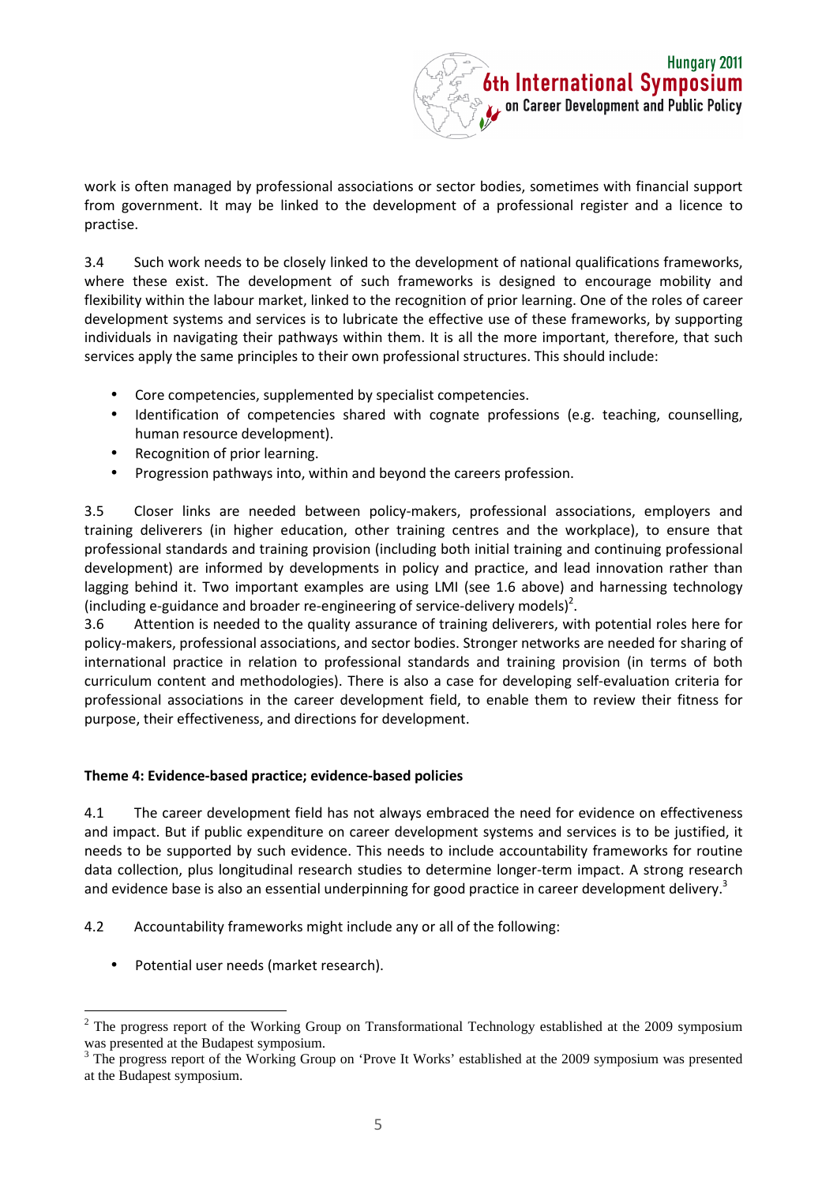work is often managed by professional associations or sector bodies, sometimes with financial support from government. It may be linked to the development of a professional register and a licence to practise.

3.4 Such work needs to be closely linked to the development of national qualifications frameworks, where these exist. The development of such frameworks is designed to encourage mobility and flexibility within the labour market, linked to the recognition of prior learning. One of the roles of career development systems and services is to lubricate the effective use of these frameworks, by supporting individuals in navigating their pathways within them. It is all the more important, therefore, that such services apply the same principles to their own professional structures. This should include:

- Core competencies, supplemented by specialist competencies.
- Identification of competencies shared with cognate professions (e.g. teaching, counselling, human resource development).
- Recognition of prior learning.
- Progression pathways into, within and beyond the careers profession.

3.5 Closer links are needed between policy-makers, professional associations, employers and training deliverers (in higher education, other training centres and the workplace), to ensure that professional standards and training provision (including both initial training and continuing professional development) are informed by developments in policy and practice, and lead innovation rather than lagging behind it. Two important examples are using LMI (see 1.6 above) and harnessing technology (including e-guidance and broader re-engineering of service-delivery models)[2].

3.6 Attention is needed to the quality assurance of training deliverers, with potential roles here for policy-makers, professional associations, and sector bodies. Stronger networks are needed for sharing of international practice in relation to professional standards and training provision (in terms of both curriculum content and methodologies). There is also a case for developing self-evaluation criteria for professional associations in the career development field, to enable them to review their fitness for purpose, their effectiveness, and directions for development.

**Theme 4: Evidence-based practice; evidence-based policies**

4.1 The career development field has not always embraced the need for evidence on effectiveness and impact. But if public expenditure on career development systems and services is to be justified, it needs to be supported by such evidence. This needs to include accountability frameworks for routine data collection, plus longitudinal research studies to determine longer-term impact. A strong research and evidence base is also an essential underpinning for good practice in career development delivery.[3]

4.2 Accountability frameworks might include any or all of the following:

- Potential user needs (market research).

---

[2] The progress report of the Working Group on Transformational Technology established at the 2009 symposium was presented at the Budapest symposium.

[3] The progress report of the Working Group on 'Prove It Works' established at the 2009 symposium was presented at the Budapest symposium.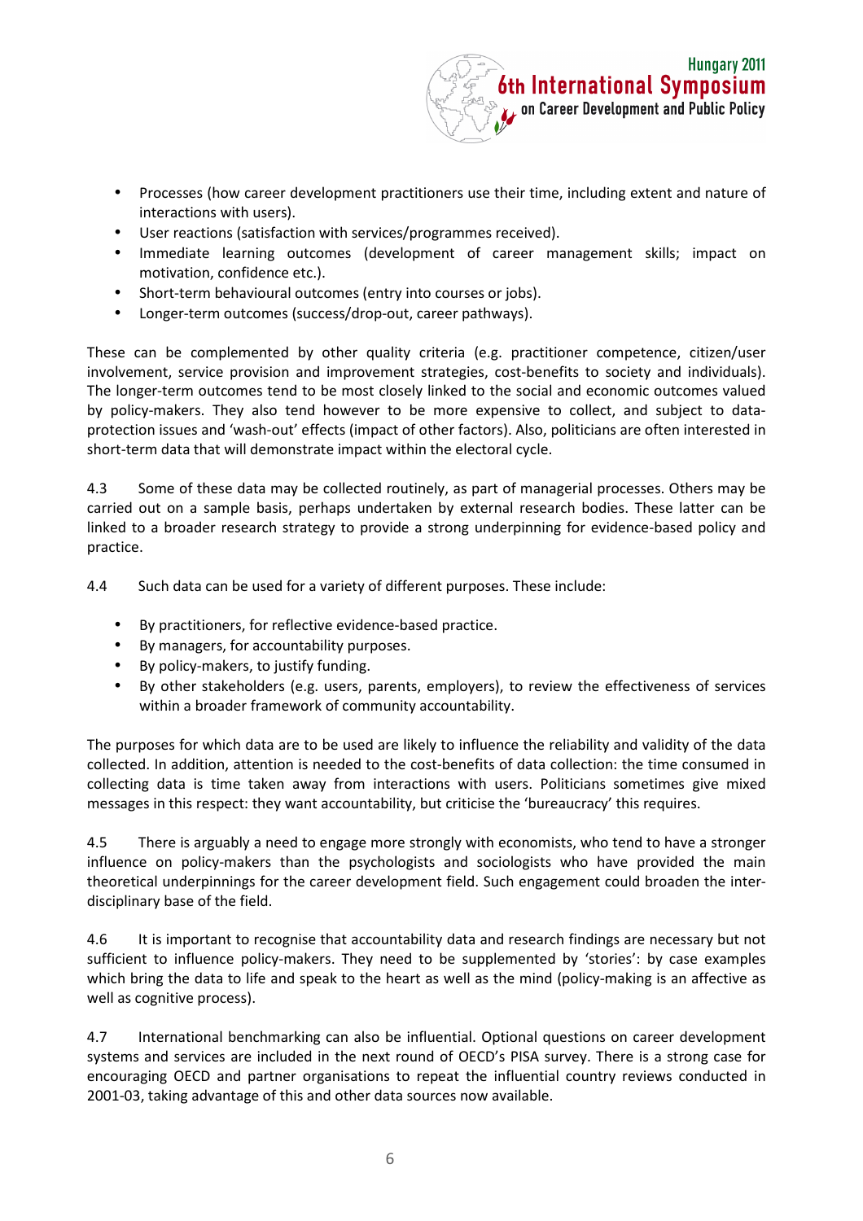- Processes (how career development practitioners use their time, including extent and nature of interactions with users).
- User reactions (satisfaction with services/programmes received).
- Immediate learning outcomes (development of career management skills; impact on motivation, confidence etc.).
- Short-term behavioural outcomes (entry into courses or jobs).
- Longer-term outcomes (success/drop-out, career pathways).

These can be complemented by other quality criteria (e.g. practitioner competence, citizen/user involvement, service provision and improvement strategies, cost-benefits to society and individuals). The longer-term outcomes tend to be most closely linked to the social and economic outcomes valued by policy-makers. They also tend however to be more expensive to collect, and subject to data-protection issues and 'wash-out' effects (impact of other factors). Also, politicians are often interested in short-term data that will demonstrate impact within the electoral cycle.

4.3 Some of these data may be collected routinely, as part of managerial processes. Others may be carried out on a sample basis, perhaps undertaken by external research bodies. These latter can be linked to a broader research strategy to provide a strong underpinning for evidence-based policy and practice.

4.4 Such data can be used for a variety of different purposes. These include:

- By practitioners, for reflective evidence-based practice.
- By managers, for accountability purposes.
- By policy-makers, to justify funding.
- By other stakeholders (e.g. users, parents, employers), to review the effectiveness of services within a broader framework of community accountability.

The purposes for which data are to be used are likely to influence the reliability and validity of the data collected. In addition, attention is needed to the cost-benefits of data collection: the time consumed in collecting data is time taken away from interactions with users. Politicians sometimes give mixed messages in this respect: they want accountability, but criticise the 'bureaucracy' this requires.

4.5 There is arguably a need to engage more strongly with economists, who tend to have a stronger influence on policy-makers than the psychologists and sociologists who have provided the main theoretical underpinnings for the career development field. Such engagement could broaden the inter-disciplinary base of the field.

4.6 It is important to recognise that accountability data and research findings are necessary but not sufficient to influence policy-makers. They need to be supplemented by 'stories': by case examples which bring the data to life and speak to the heart as well as the mind (policy-making is an affective as well as cognitive process).

4.7 International benchmarking can also be influential. Optional questions on career development systems and services are included in the next round of OECD's PISA survey. There is a strong case for encouraging OECD and partner organisations to repeat the influential country reviews conducted in 2001-03, taking advantage of this and other data sources now available.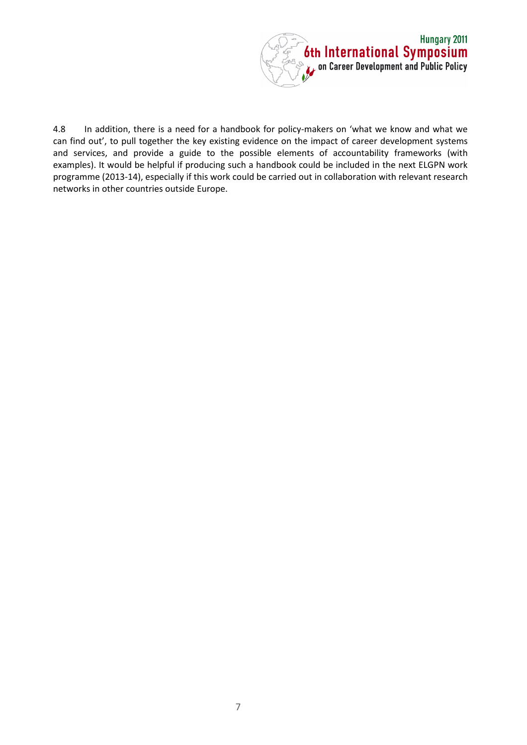4.8 In addition, there is a need for a handbook for policy-makers on 'what we know and what we can find out', to pull together the key existing evidence on the impact of career development systems and services, and provide a guide to the possible elements of accountability frameworks (with examples). It would be helpful if producing such a handbook could be included in the next ELGPN work programme (2013-14), especially if this work could be carried out in collaboration with relevant research networks in other countries outside Europe.